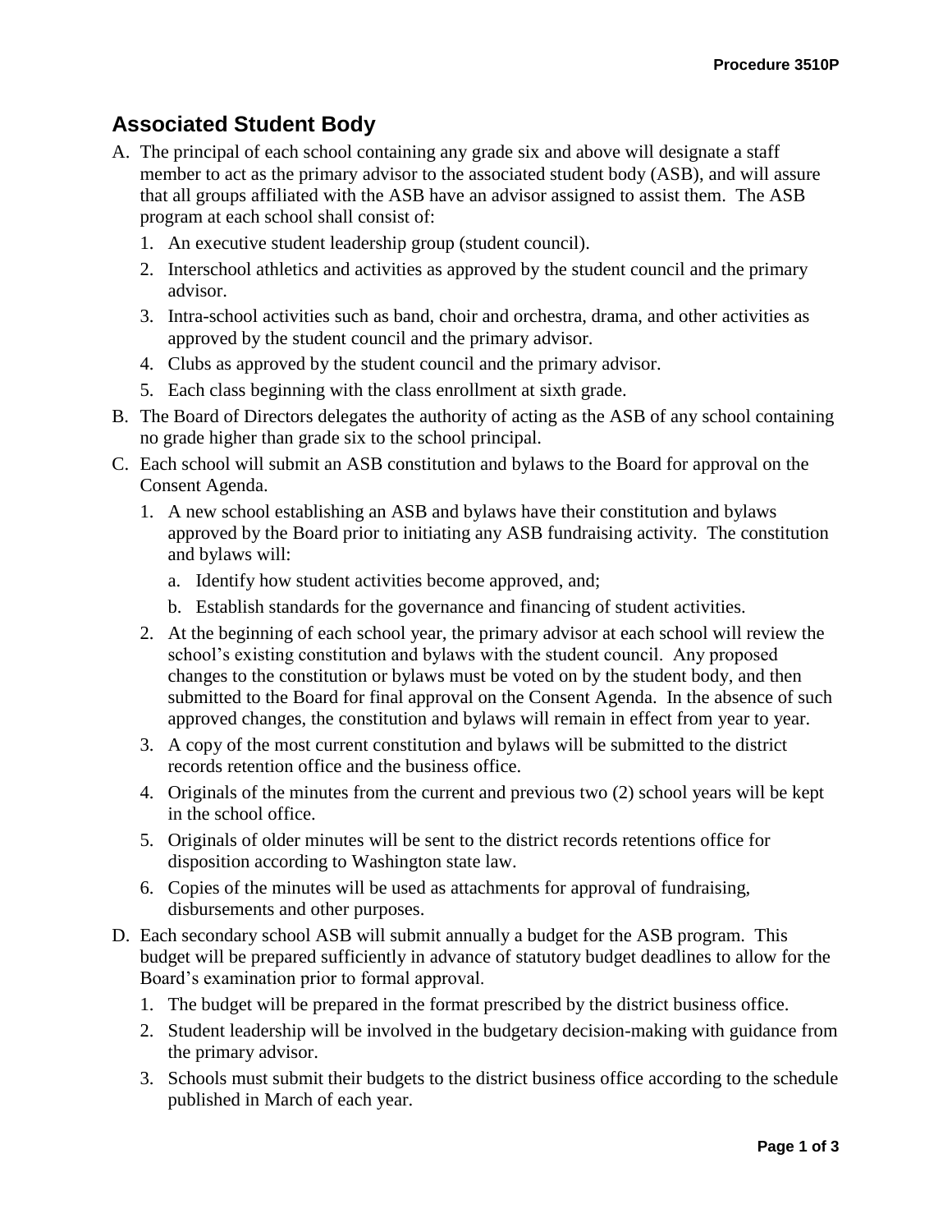**Procedure 3510P**

# Associated Student Body

A. The principal of each school containing any grade six and above will designate a staff member to act as the primary advisor to the associated student body (ASB), and will assure that all groups affiliated with the ASB have an advisor assigned to assist them. The ASB program at each school shall consist of:

   1. An executive student leadership group (student council).
   2. Interschool athletics and activities as approved by the student council and the primary advisor.
   3. Intra-school activities such as band, choir and orchestra, drama, and other activities as approved by the student council and the primary advisor.
   4. Clubs as approved by the student council and the primary advisor.
   5. Each class beginning with the class enrollment at sixth grade.

B. The Board of Directors delegates the authority of acting as the ASB of any school containing no grade higher than grade six to the school principal.

C. Each school will submit an ASB constitution and bylaws to the Board for approval on the Consent Agenda.

   1. A new school establishing an ASB and bylaws have their constitution and bylaws approved by the Board prior to initiating any ASB fundraising activity. The constitution and bylaws will:
      a. Identify how student activities become approved, and;
      b. Establish standards for the governance and financing of student activities.
   2. At the beginning of each school year, the primary advisor at each school will review the school's existing constitution and bylaws with the student council. Any proposed changes to the constitution or bylaws must be voted on by the student body, and then submitted to the Board for final approval on the Consent Agenda. In the absence of such approved changes, the constitution and bylaws will remain in effect from year to year.
   3. A copy of the most current constitution and bylaws will be submitted to the district records retention office and the business office.
   4. Originals of the minutes from the current and previous two (2) school years will be kept in the school office.
   5. Originals of older minutes will be sent to the district records retentions office for disposition according to Washington state law.
   6. Copies of the minutes will be used as attachments for approval of fundraising, disbursements and other purposes.

D. Each secondary school ASB will submit annually a budget for the ASB program. This budget will be prepared sufficiently in advance of statutory budget deadlines to allow for the Board's examination prior to formal approval.

   1. The budget will be prepared in the format prescribed by the district business office.
   2. Student leadership will be involved in the budgetary decision-making with guidance from the primary advisor.
   3. Schools must submit their budgets to the district business office according to the schedule published in March of each year.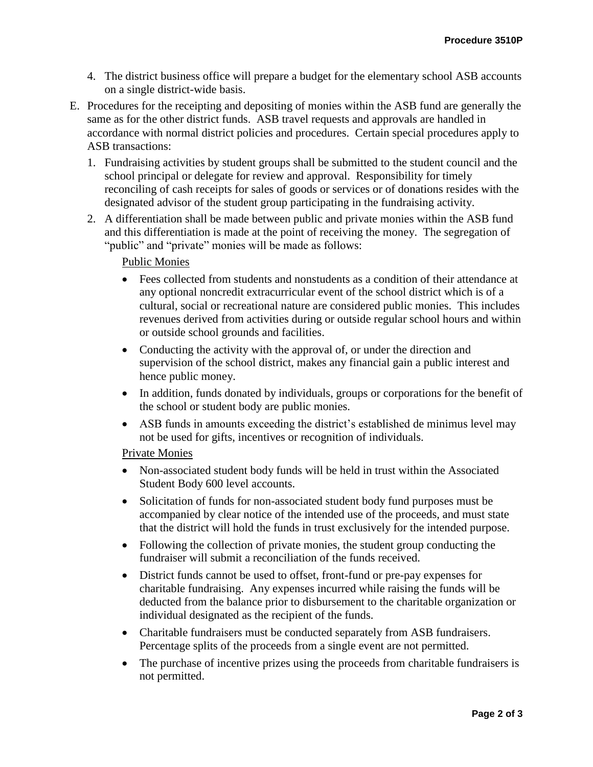4. The district business office will prepare a budget for the elementary school ASB accounts on a single district-wide basis.

E. Procedures for the receipting and depositing of monies within the ASB fund are generally the same as for the other district funds. ASB travel requests and approvals are handled in accordance with normal district policies and procedures. Certain special procedures apply to ASB transactions:

   1. Fundraising activities by student groups shall be submitted to the student council and the school principal or delegate for review and approval. Responsibility for timely reconciling of cash receipts for sales of goods or services or of donations resides with the designated advisor of the student group participating in the fundraising activity.

   2. A differentiation shall be made between public and private monies within the ASB fund and this differentiation is made at the point of receiving the money. The segregation of "public" and "private" monies will be made as follows:

      Public Monies

      - Fees collected from students and nonstudents as a condition of their attendance at any optional noncredit extracurricular event of the school district which is of a cultural, social or recreational nature are considered public monies. This includes revenues derived from activities during or outside regular school hours and within or outside school grounds and facilities.
      - Conducting the activity with the approval of, or under the direction and supervision of the school district, makes any financial gain a public interest and hence public money.
      - In addition, funds donated by individuals, groups or corporations for the benefit of the school or student body are public monies.
      - ASB funds in amounts exceeding the district's established de minimus level may not be used for gifts, incentives or recognition of individuals.

      Private Monies

      - Non-associated student body funds will be held in trust within the Associated Student Body 600 level accounts.
      - Solicitation of funds for non-associated student body fund purposes must be accompanied by clear notice of the intended use of the proceeds, and must state that the district will hold the funds in trust exclusively for the intended purpose.
      - Following the collection of private monies, the student group conducting the fundraiser will submit a reconciliation of the funds received.
      - District funds cannot be used to offset, front-fund or pre-pay expenses for charitable fundraising. Any expenses incurred while raising the funds will be deducted from the balance prior to disbursement to the charitable organization or individual designated as the recipient of the funds.
      - Charitable fundraisers must be conducted separately from ASB fundraisers. Percentage splits of the proceeds from a single event are not permitted.
      - The purchase of incentive prizes using the proceeds from charitable fundraisers is not permitted.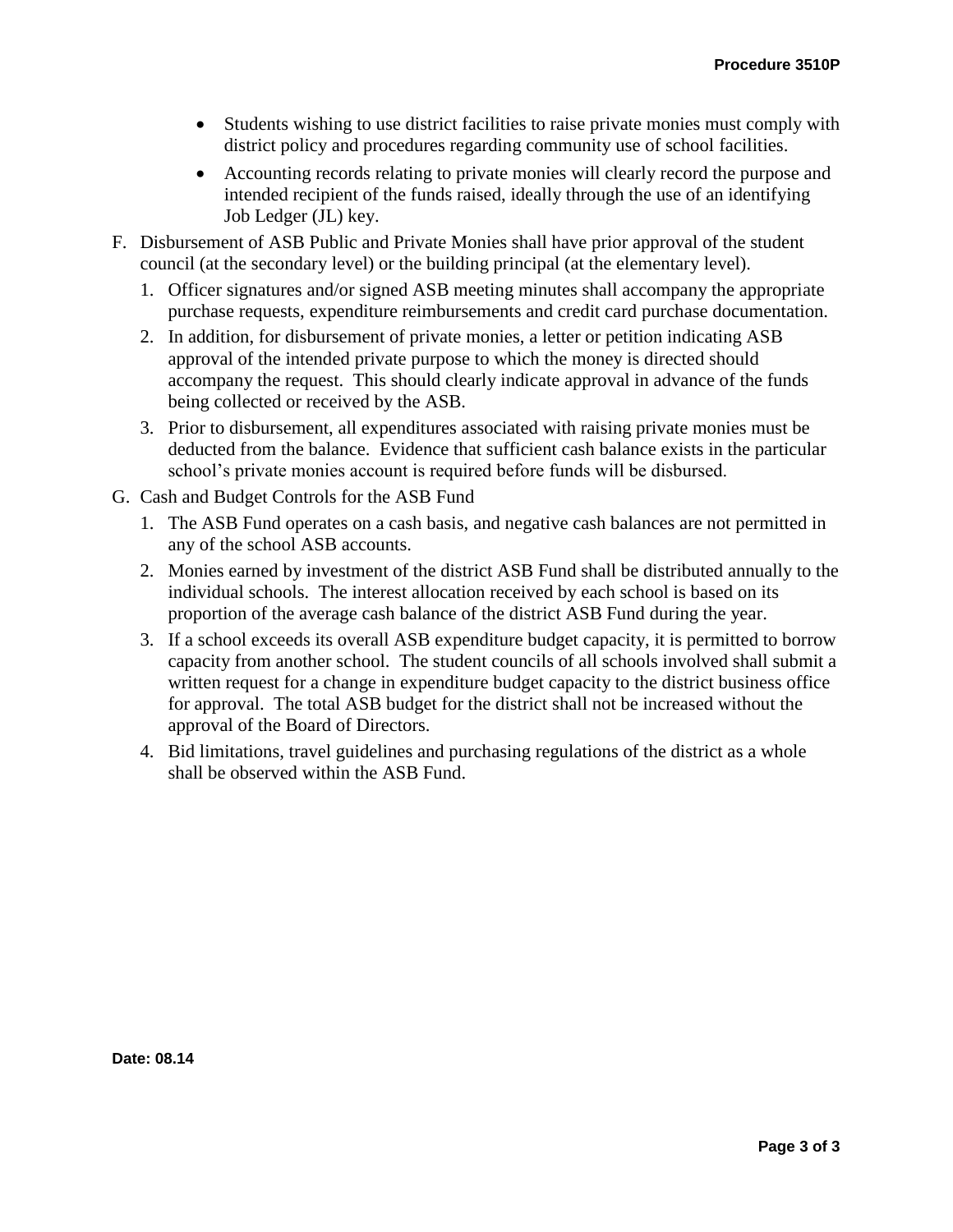- Students wishing to use district facilities to raise private monies must comply with district policy and procedures regarding community use of school facilities.
- Accounting records relating to private monies will clearly record the purpose and intended recipient of the funds raised, ideally through the use of an identifying Job Ledger (JL) key.

F. Disbursement of ASB Public and Private Monies shall have prior approval of the student council (at the secondary level) or the building principal (at the elementary level).

   1. Officer signatures and/or signed ASB meeting minutes shall accompany the appropriate purchase requests, expenditure reimbursements and credit card purchase documentation.
   2. In addition, for disbursement of private monies, a letter or petition indicating ASB approval of the intended private purpose to which the money is directed should accompany the request. This should clearly indicate approval in advance of the funds being collected or received by the ASB.
   3. Prior to disbursement, all expenditures associated with raising private monies must be deducted from the balance. Evidence that sufficient cash balance exists in the particular school's private monies account is required before funds will be disbursed.

G. Cash and Budget Controls for the ASB Fund

   1. The ASB Fund operates on a cash basis, and negative cash balances are not permitted in any of the school ASB accounts.
   2. Monies earned by investment of the district ASB Fund shall be distributed annually to the individual schools. The interest allocation received by each school is based on its proportion of the average cash balance of the district ASB Fund during the year.
   3. If a school exceeds its overall ASB expenditure budget capacity, it is permitted to borrow capacity from another school. The student councils of all schools involved shall submit a written request for a change in expenditure budget capacity to the district business office for approval. The total ASB budget for the district shall not be increased without the approval of the Board of Directors.
   4. Bid limitations, travel guidelines and purchasing regulations of the district as a whole shall be observed within the ASB Fund.

**Date: 08.14**